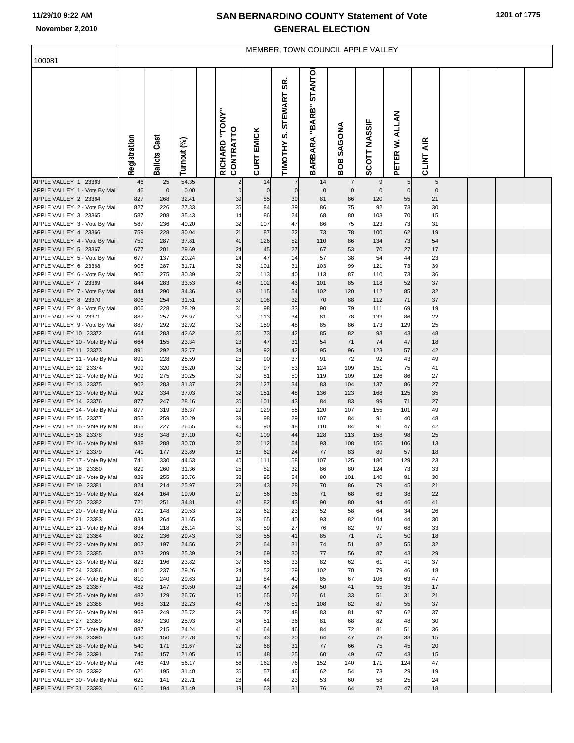# SAN BERNARDINO COUNTY Statement of Vote GENERAL ELECTION

November 2,2010

MEMBER, TOWN COUNCIL APPLE VALLEY

100081

| | Registration | Ballots Cast | Turnout (%) | RICHARD "TONY" CONTRATTO | CURT EMICK | TIMOTHY S. STEWART SR. | BARBARA "BARB" STANTON | BOB SAGONA | SCOTT NASSIF | PETER W. ALLAN | CLINT AIR |
|---|---|---|---|---|---|---|---|---|---|---|---|
| APPLE VALLEY 1 23363 | 46 | 25 | 54.35 | 2 | 14 | 7 | 14 | 7 | 9 | 5 | 5 |
| APPLE VALLEY 1 - Vote By Mail | 46 | 0 | 0.00 | 0 | 0 | 0 | 0 | 0 | 0 | 0 | 0 |
| APPLE VALLEY 2 23364 | 827 | 268 | 32.41 | 39 | 85 | 39 | 81 | 86 | 120 | 55 | 21 |
| APPLE VALLEY 2 - Vote By Mail | 827 | 226 | 27.33 | 35 | 84 | 39 | 86 | 75 | 92 | 73 | 30 |
| APPLE VALLEY 3 23365 | 587 | 208 | 35.43 | 14 | 86 | 24 | 68 | 80 | 103 | 70 | 15 |
| APPLE VALLEY 3 - Vote By Mail | 587 | 236 | 40.20 | 32 | 107 | 47 | 86 | 75 | 123 | 73 | 31 |
| APPLE VALLEY 4 23366 | 759 | 228 | 30.04 | 21 | 87 | 22 | 73 | 78 | 100 | 62 | 19 |
| APPLE VALLEY 4 - Vote By Mail | 759 | 287 | 37.81 | 41 | 126 | 52 | 110 | 86 | 134 | 73 | 54 |
| APPLE VALLEY 5 23367 | 677 | 201 | 29.69 | 24 | 45 | 27 | 67 | 53 | 70 | 27 | 17 |
| APPLE VALLEY 5 - Vote By Mail | 677 | 137 | 20.24 | 24 | 47 | 14 | 57 | 38 | 54 | 44 | 23 |
| APPLE VALLEY 6 23368 | 905 | 287 | 31.71 | 32 | 101 | 31 | 103 | 99 | 121 | 73 | 39 |
| APPLE VALLEY 6 - Vote By Mail | 905 | 275 | 30.39 | 37 | 113 | 40 | 113 | 87 | 110 | 73 | 36 |
| APPLE VALLEY 7 23369 | 844 | 283 | 33.53 | 46 | 102 | 43 | 101 | 85 | 118 | 52 | 37 |
| APPLE VALLEY 7 - Vote By Mail | 844 | 290 | 34.36 | 48 | 115 | 54 | 102 | 120 | 112 | 85 | 32 |
| APPLE VALLEY 8 23370 | 806 | 254 | 31.51 | 37 | 108 | 32 | 70 | 88 | 112 | 71 | 37 |
| APPLE VALLEY 8 - Vote By Mail | 806 | 228 | 28.29 | 31 | 98 | 33 | 90 | 79 | 111 | 69 | 19 |
| APPLE VALLEY 9 23371 | 887 | 257 | 28.97 | 39 | 113 | 34 | 81 | 78 | 133 | 86 | 22 |
| APPLE VALLEY 9 - Vote By Mail | 887 | 292 | 32.92 | 32 | 159 | 48 | 85 | 86 | 173 | 129 | 25 |
| APPLE VALLEY 10 23372 | 664 | 283 | 42.62 | 35 | 73 | 42 | 85 | 82 | 93 | 43 | 48 |
| APPLE VALLEY 10 - Vote By Mai | 664 | 155 | 23.34 | 23 | 47 | 31 | 54 | 71 | 74 | 47 | 18 |
| APPLE VALLEY 11 23373 | 891 | 292 | 32.77 | 34 | 92 | 42 | 95 | 96 | 123 | 57 | 42 |
| APPLE VALLEY 11 - Vote By Mai | 891 | 228 | 25.59 | 25 | 90 | 37 | 91 | 72 | 92 | 43 | 49 |
| APPLE VALLEY 12 23374 | 909 | 320 | 35.20 | 32 | 97 | 53 | 124 | 109 | 151 | 75 | 41 |
| APPLE VALLEY 12 - Vote By Mai | 909 | 275 | 30.25 | 39 | 81 | 50 | 119 | 109 | 126 | 86 | 27 |
| APPLE VALLEY 13 23375 | 902 | 283 | 31.37 | 28 | 127 | 34 | 83 | 104 | 137 | 86 | 27 |
| APPLE VALLEY 13 - Vote By Mai | 902 | 334 | 37.03 | 32 | 151 | 48 | 136 | 123 | 168 | 125 | 35 |
| APPLE VALLEY 14 23376 | 877 | 247 | 28.16 | 30 | 101 | 43 | 84 | 83 | 99 | 71 | 27 |
| APPLE VALLEY 14 - Vote By Mai | 877 | 319 | 36.37 | 29 | 129 | 55 | 120 | 107 | 155 | 101 | 49 |
| APPLE VALLEY 15 23377 | 855 | 259 | 30.29 | 39 | 98 | 29 | 107 | 84 | 91 | 40 | 48 |
| APPLE VALLEY 15 - Vote By Mai | 855 | 227 | 26.55 | 40 | 90 | 48 | 110 | 84 | 91 | 47 | 42 |
| APPLE VALLEY 16 23378 | 938 | 348 | 37.10 | 40 | 109 | 44 | 128 | 113 | 158 | 98 | 25 |
| APPLE VALLEY 16 - Vote By Mai | 938 | 288 | 30.70 | 32 | 112 | 54 | 93 | 108 | 156 | 106 | 13 |
| APPLE VALLEY 17 23379 | 741 | 177 | 23.89 | 18 | 62 | 24 | 77 | 83 | 89 | 57 | 18 |
| APPLE VALLEY 17 - Vote By Mai | 741 | 330 | 44.53 | 40 | 111 | 58 | 107 | 125 | 180 | 129 | 23 |
| APPLE VALLEY 18 23380 | 829 | 260 | 31.36 | 25 | 82 | 32 | 86 | 80 | 124 | 73 | 33 |
| APPLE VALLEY 18 - Vote By Mai | 829 | 255 | 30.76 | 32 | 95 | 54 | 80 | 101 | 140 | 81 | 30 |
| APPLE VALLEY 19 23381 | 824 | 214 | 25.97 | 23 | 43 | 28 | 70 | 86 | 79 | 45 | 21 |
| APPLE VALLEY 19 - Vote By Mai | 824 | 164 | 19.90 | 27 | 56 | 36 | 71 | 68 | 63 | 38 | 22 |
| APPLE VALLEY 20 23382 | 721 | 251 | 34.81 | 42 | 82 | 43 | 90 | 80 | 94 | 46 | 41 |
| APPLE VALLEY 20 - Vote By Mai | 721 | 148 | 20.53 | 22 | 62 | 23 | 52 | 58 | 64 | 34 | 26 |
| APPLE VALLEY 21 23383 | 834 | 264 | 31.65 | 39 | 65 | 40 | 93 | 82 | 104 | 44 | 30 |
| APPLE VALLEY 21 - Vote By Mai | 834 | 218 | 26.14 | 31 | 59 | 27 | 76 | 82 | 97 | 68 | 33 |
| APPLE VALLEY 22 23384 | 802 | 236 | 29.43 | 38 | 55 | 41 | 85 | 71 | 71 | 50 | 18 |
| APPLE VALLEY 22 - Vote By Mai | 802 | 197 | 24.56 | 22 | 64 | 31 | 74 | 51 | 82 | 55 | 32 |
| APPLE VALLEY 23 23385 | 823 | 209 | 25.39 | 24 | 69 | 30 | 77 | 56 | 87 | 43 | 29 |
| APPLE VALLEY 23 - Vote By Mai | 823 | 196 | 23.82 | 37 | 65 | 33 | 82 | 62 | 61 | 41 | 37 |
| APPLE VALLEY 24 23386 | 810 | 237 | 29.26 | 24 | 52 | 29 | 102 | 70 | 79 | 46 | 18 |
| APPLE VALLEY 24 - Vote By Mai | 810 | 240 | 29.63 | 19 | 84 | 40 | 85 | 67 | 106 | 63 | 47 |
| APPLE VALLEY 25 23387 | 482 | 147 | 30.50 | 23 | 47 | 24 | 50 | 41 | 55 | 35 | 17 |
| APPLE VALLEY 25 - Vote By Mai | 482 | 129 | 26.76 | 16 | 65 | 26 | 61 | 33 | 51 | 31 | 21 |
| APPLE VALLEY 26 23388 | 968 | 312 | 32.23 | 46 | 76 | 51 | 108 | 82 | 87 | 55 | 37 |
| APPLE VALLEY 26 - Vote By Mai | 968 | 249 | 25.72 | 29 | 72 | 48 | 83 | 81 | 97 | 62 | 37 |
| APPLE VALLEY 27 23389 | 887 | 230 | 25.93 | 34 | 51 | 36 | 81 | 68 | 82 | 48 | 30 |
| APPLE VALLEY 27 - Vote By Mai | 887 | 215 | 24.24 | 41 | 64 | 46 | 84 | 72 | 81 | 51 | 36 |
| APPLE VALLEY 28 23390 | 540 | 150 | 27.78 | 17 | 43 | 20 | 64 | 47 | 73 | 33 | 15 |
| APPLE VALLEY 28 - Vote By Mai | 540 | 171 | 31.67 | 22 | 68 | 31 | 77 | 66 | 75 | 45 | 20 |
| APPLE VALLEY 29 23391 | 746 | 157 | 21.05 | 16 | 48 | 25 | 60 | 49 | 67 | 43 | 15 |
| APPLE VALLEY 29 - Vote By Mai | 746 | 419 | 56.17 | 56 | 162 | 76 | 152 | 140 | 171 | 124 | 47 |
| APPLE VALLEY 30 23392 | 621 | 195 | 31.40 | 36 | 57 | 46 | 62 | 54 | 73 | 29 | 19 |
| APPLE VALLEY 30 - Vote By Mai | 621 | 141 | 22.71 | 28 | 44 | 23 | 53 | 60 | 58 | 25 | 24 |
| APPLE VALLEY 31 23393 | 616 | 194 | 31.49 | 19 | 63 | 31 | 76 | 64 | 73 | 47 | 18 |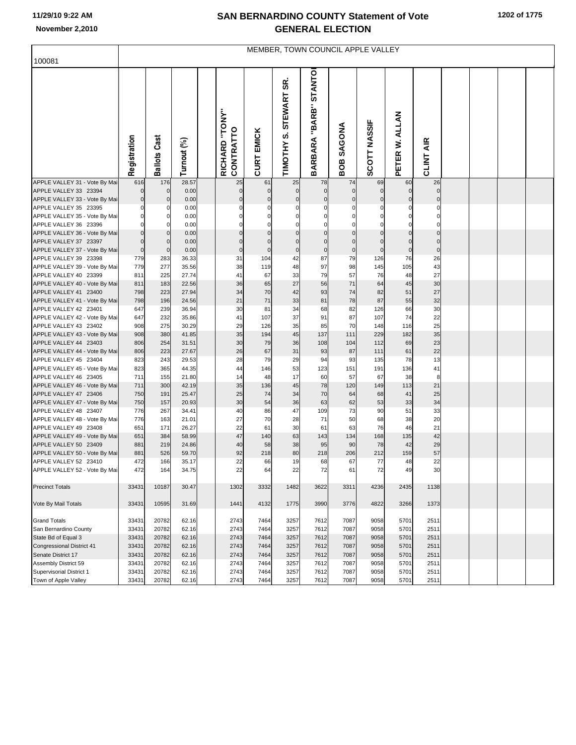# SAN BERNARDINO COUNTY Statement of Vote
# GENERAL ELECTION

11/29/10 9:22 AM

November 2,2010

## MEMBER, TOWN COUNCIL APPLE VALLEY

100081

| | Registration | Ballots Cast | Turnout (%) | | RICHARD "TONY" CONTRATTO | CURT EMICK | TIMOTHY S. STEWART SR. | BARBARA "BARB" STANTON | BOB SAGONA | SCOTT NASSIF | PETER W. ALLAN | CLINT AIR | | | | |
|---|---|---|---|---|---|---|---|---|---|---|---|---|---|---|---|---|
| APPLE VALLEY 31 - Vote By Mai | 616 | 176 | 28.57 | | 25 | 61 | 25 | 78 | 74 | 69 | 60 | 26 | | | | |
| APPLE VALLEY 33 23394 | 0 | 0 | 0.00 | | 0 | 0 | 0 | 0 | 0 | 0 | 0 | 0 | | | | |
| APPLE VALLEY 33 - Vote By Mai | 0 | 0 | 0.00 | | 0 | 0 | 0 | 0 | 0 | 0 | 0 | 0 | | | | |
| APPLE VALLEY 35 23395 | 0 | 0 | 0.00 | | 0 | 0 | 0 | 0 | 0 | 0 | 0 | 0 | | | | |
| APPLE VALLEY 35 - Vote By Mai | 0 | 0 | 0.00 | | 0 | 0 | 0 | 0 | 0 | 0 | 0 | 0 | | | | |
| APPLE VALLEY 36 23396 | 0 | 0 | 0.00 | | 0 | 0 | 0 | 0 | 0 | 0 | 0 | 0 | | | | |
| APPLE VALLEY 36 - Vote By Mai | 0 | 0 | 0.00 | | 0 | 0 | 0 | 0 | 0 | 0 | 0 | 0 | | | | |
| APPLE VALLEY 37 23397 | 0 | 0 | 0.00 | | 0 | 0 | 0 | 0 | 0 | 0 | 0 | 0 | | | | |
| APPLE VALLEY 37 - Vote By Mai | 0 | 0 | 0.00 | | 0 | 0 | 0 | 0 | 0 | 0 | 0 | 0 | | | | |
| APPLE VALLEY 39 23398 | 779 | 283 | 36.33 | | 31 | 104 | 42 | 87 | 79 | 126 | 76 | 26 | | | | |
| APPLE VALLEY 39 - Vote By Mai | 779 | 277 | 35.56 | | 38 | 119 | 48 | 97 | 98 | 145 | 105 | 43 | | | | |
| APPLE VALLEY 40 23399 | 811 | 225 | 27.74 | | 41 | 67 | 33 | 79 | 57 | 76 | 48 | 27 | | | | |
| APPLE VALLEY 40 - Vote By Mai | 811 | 183 | 22.56 | | 36 | 65 | 27 | 56 | 71 | 64 | 45 | 30 | | | | |
| APPLE VALLEY 41 23400 | 798 | 223 | 27.94 | | 34 | 70 | 42 | 93 | 74 | 82 | 51 | 27 | | | | |
| APPLE VALLEY 41 - Vote By Mai | 798 | 196 | 24.56 | | 21 | 71 | 33 | 81 | 78 | 87 | 55 | 32 | | | | |
| APPLE VALLEY 42 23401 | 647 | 239 | 36.94 | | 30 | 81 | 34 | 68 | 82 | 126 | 66 | 30 | | | | |
| APPLE VALLEY 42 - Vote By Mai | 647 | 232 | 35.86 | | 41 | 107 | 37 | 91 | 87 | 107 | 74 | 22 | | | | |
| APPLE VALLEY 43 23402 | 908 | 275 | 30.29 | | 29 | 126 | 35 | 85 | 70 | 148 | 116 | 25 | | | | |
| APPLE VALLEY 43 - Vote By Mai | 908 | 380 | 41.85 | | 35 | 194 | 45 | 137 | 111 | 229 | 182 | 35 | | | | |
| APPLE VALLEY 44 23403 | 806 | 254 | 31.51 | | 30 | 79 | 36 | 108 | 104 | 112 | 69 | 23 | | | | |
| APPLE VALLEY 44 - Vote By Mai | 806 | 223 | 27.67 | | 26 | 67 | 31 | 93 | 87 | 111 | 61 | 22 | | | | |
| APPLE VALLEY 45 23404 | 823 | 243 | 29.53 | | 28 | 79 | 29 | 94 | 93 | 135 | 78 | 13 | | | | |
| APPLE VALLEY 45 - Vote By Mai | 823 | 365 | 44.35 | | 44 | 146 | 53 | 123 | 151 | 191 | 136 | 41 | | | | |
| APPLE VALLEY 46 23405 | 711 | 155 | 21.80 | | 14 | 48 | 17 | 60 | 57 | 67 | 38 | 8 | | | | |
| APPLE VALLEY 46 - Vote By Mai | 711 | 300 | 42.19 | | 35 | 136 | 45 | 78 | 120 | 149 | 113 | 21 | | | | |
| APPLE VALLEY 47 23406 | 750 | 191 | 25.47 | | 25 | 74 | 34 | 70 | 64 | 68 | 41 | 25 | | | | |
| APPLE VALLEY 47 - Vote By Mai | 750 | 157 | 20.93 | | 30 | 54 | 36 | 63 | 62 | 53 | 33 | 34 | | | | |
| APPLE VALLEY 48 23407 | 776 | 267 | 34.41 | | 40 | 86 | 47 | 109 | 73 | 90 | 51 | 33 | | | | |
| APPLE VALLEY 48 - Vote By Mai | 776 | 163 | 21.01 | | 27 | 70 | 28 | 71 | 50 | 68 | 38 | 20 | | | | |
| APPLE VALLEY 49 23408 | 651 | 171 | 26.27 | | 22 | 61 | 30 | 61 | 63 | 76 | 46 | 21 | | | | |
| APPLE VALLEY 49 - Vote By Mai | 651 | 384 | 58.99 | | 47 | 140 | 63 | 143 | 134 | 168 | 135 | 42 | | | | |
| APPLE VALLEY 50 23409 | 881 | 219 | 24.86 | | 40 | 58 | 38 | 95 | 90 | 78 | 42 | 29 | | | | |
| APPLE VALLEY 50 - Vote By Mai | 881 | 526 | 59.70 | | 92 | 218 | 80 | 218 | 206 | 212 | 159 | 57 | | | | |
| APPLE VALLEY 52 23410 | 472 | 166 | 35.17 | | 22 | 66 | 19 | 68 | 67 | 77 | 48 | 22 | | | | |
| APPLE VALLEY 52 - Vote By Mai | 472 | 164 | 34.75 | | 22 | 64 | 22 | 72 | 61 | 72 | 49 | 30 | | | | |
| Precinct Totals | 33431 | 10187 | 30.47 | | 1302 | 3332 | 1482 | 3622 | 3311 | 4236 | 2435 | 1138 | | | | |
| Vote By Mail Totals | 33431 | 10595 | 31.69 | | 1441 | 4132 | 1775 | 3990 | 3776 | 4822 | 3266 | 1373 | | | | |
| Grand Totals | 33431 | 20782 | 62.16 | | 2743 | 7464 | 3257 | 7612 | 7087 | 9058 | 5701 | 2511 | | | | |
| San Bernardino County | 33431 | 20782 | 62.16 | | 2743 | 7464 | 3257 | 7612 | 7087 | 9058 | 5701 | 2511 | | | | |
| State Bd of Equal 3 | 33431 | 20782 | 62.16 | | 2743 | 7464 | 3257 | 7612 | 7087 | 9058 | 5701 | 2511 | | | | |
| Congressional District 41 | 33431 | 20782 | 62.16 | | 2743 | 7464 | 3257 | 7612 | 7087 | 9058 | 5701 | 2511 | | | | |
| Senate District 17 | 33431 | 20782 | 62.16 | | 2743 | 7464 | 3257 | 7612 | 7087 | 9058 | 5701 | 2511 | | | | |
| Assembly District 59 | 33431 | 20782 | 62.16 | | 2743 | 7464 | 3257 | 7612 | 7087 | 9058 | 5701 | 2511 | | | | |
| Supervisorial District 1 | 33431 | 20782 | 62.16 | | 2743 | 7464 | 3257 | 7612 | 7087 | 9058 | 5701 | 2511 | | | | |
| Town of Apple Valley | 33431 | 20782 | 62.16 | | 2743 | 7464 | 3257 | 7612 | 7087 | 9058 | 5701 | 2511 | | | | |